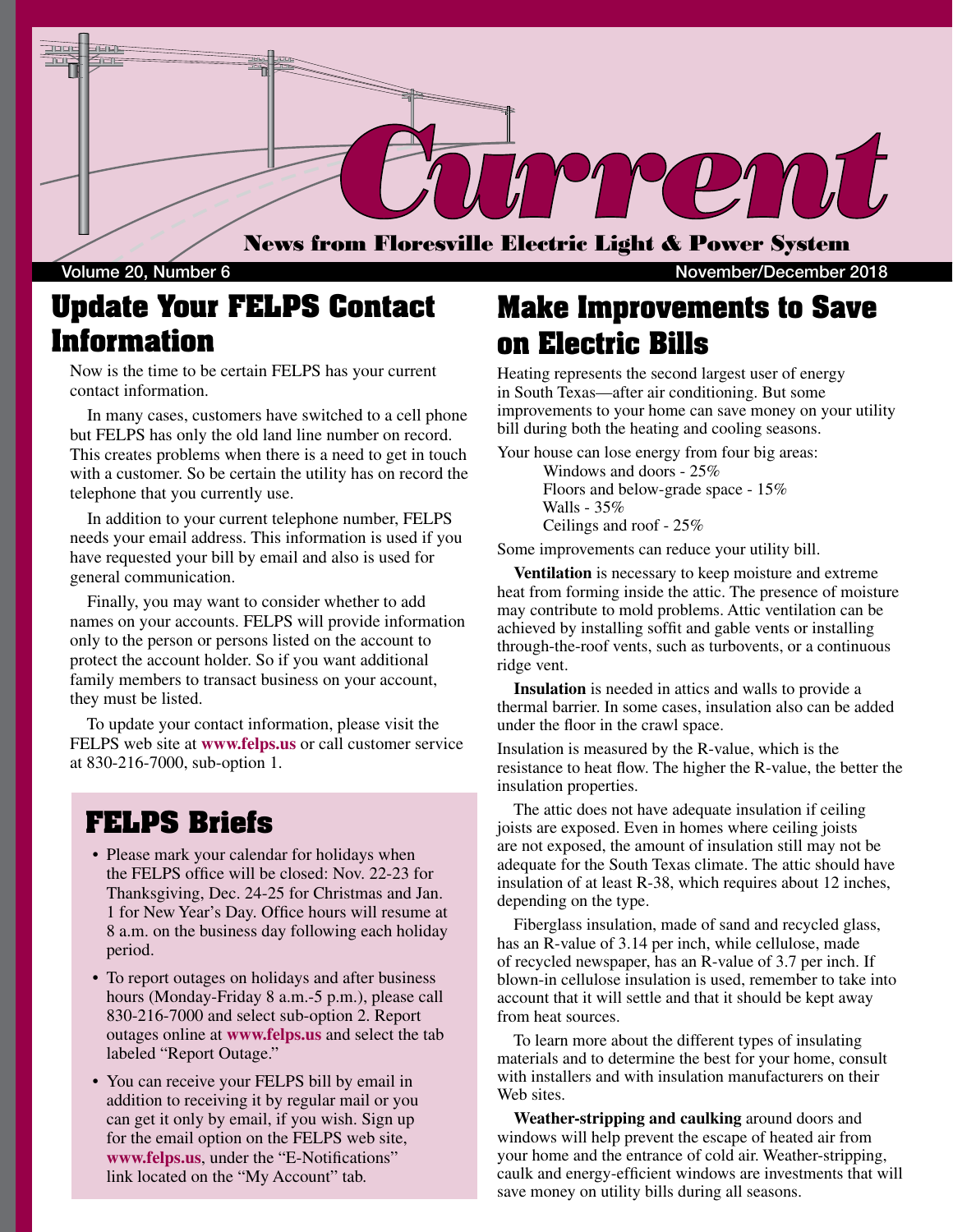# Current

**News from Floresville Electric Light & Power System**

Volume 20, Number 6 — November/December 2018

## Update Your FELPS Contact Information

Now is the time to be certain FELPS has your current contact information.

In many cases, customers have switched to a cell phone but FELPS has only the old land line number on record. This creates problems when there is a need to get in touch with a customer. So be certain the utility has on record the telephone that you currently use.

In addition to your current telephone number, FELPS needs your email address. This information is used if you have requested your bill by email and also is used for general communication.

Finally, you may want to consider whether to add names on your accounts. FELPS will provide information only to the person or persons listed on the account to protect the account holder. So if you want additional family members to transact business on your account, they must be listed.

To update your contact information, please visit the FELPS web site at **www.felps.us** or call customer service at 830-216-7000, sub-option 1.

## FELPS Briefs

- Please mark your calendar for holidays when the FELPS office will be closed: Nov. 22-23 for Thanksgiving, Dec. 24-25 for Christmas and Jan. 1 for New Year's Day. Office hours will resume at 8 a.m. on the business day following each holiday period.
- To report outages on holidays and after business hours (Monday-Friday 8 a.m.-5 p.m.), please call 830-216-7000 and select sub-option 2. Report outages online at **www.felps.us** and select the tab labeled "Report Outage."
- You can receive your FELPS bill by email in addition to receiving it by regular mail or you can get it only by email, if you wish. Sign up for the email option on the FELPS web site, **www.felps.us**, under the "E-Notifications" link located on the "My Account" tab.

## Make Improvements to Save on Electric Bills

Heating represents the second largest user of energy in South Texas—after air conditioning. But some improvements to your home can save money on your utility bill during both the heating and cooling seasons.

Your house can lose energy from four big areas:

- Windows and doors - 25%
- Floors and below-grade space - 15%
- Walls - 35%
- Ceilings and roof - 25%

Some improvements can reduce your utility bill.

**Ventilation** is necessary to keep moisture and extreme heat from forming inside the attic. The presence of moisture may contribute to mold problems. Attic ventilation can be achieved by installing soffit and gable vents or installing through-the-roof vents, such as turbovents, or a continuous ridge vent.

**Insulation** is needed in attics and walls to provide a thermal barrier. In some cases, insulation also can be added under the floor in the crawl space.

Insulation is measured by the R-value, which is the resistance to heat flow. The higher the R-value, the better the insulation properties.

The attic does not have adequate insulation if ceiling joists are exposed. Even in homes where ceiling joists are not exposed, the amount of insulation still may not be adequate for the South Texas climate. The attic should have insulation of at least R-38, which requires about 12 inches, depending on the type.

Fiberglass insulation, made of sand and recycled glass, has an R-value of 3.14 per inch, while cellulose, made of recycled newspaper, has an R-value of 3.7 per inch. If blown-in cellulose insulation is used, remember to take into account that it will settle and that it should be kept away from heat sources.

To learn more about the different types of insulating materials and to determine the best for your home, consult with installers and with insulation manufacturers on their Web sites.

**Weather-stripping and caulking** around doors and windows will help prevent the escape of heated air from your home and the entrance of cold air. Weather-stripping, caulk and energy-efficient windows are investments that will save money on utility bills during all seasons.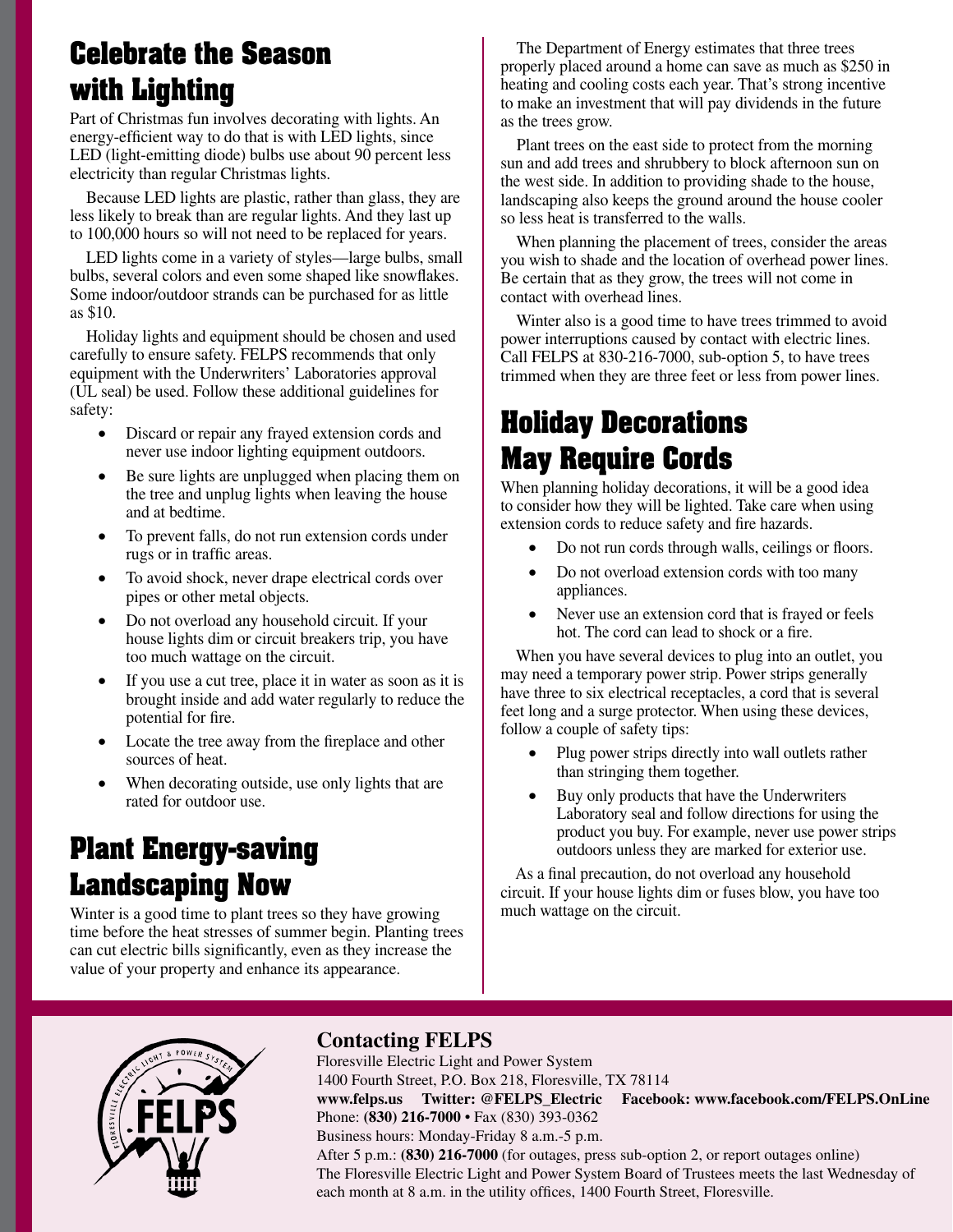## Celebrate the Season with Lighting

Part of Christmas fun involves decorating with lights. An energy-efficient way to do that is with LED lights, since LED (light-emitting diode) bulbs use about 90 percent less electricity than regular Christmas lights.

Because LED lights are plastic, rather than glass, they are less likely to break than are regular lights. And they last up to 100,000 hours so will not need to be replaced for years.

LED lights come in a variety of styles—large bulbs, small bulbs, several colors and even some shaped like snowflakes. Some indoor/outdoor strands can be purchased for as little as $10.

Holiday lights and equipment should be chosen and used carefully to ensure safety. FELPS recommends that only equipment with the Underwriters' Laboratories approval (UL seal) be used. Follow these additional guidelines for safety:

- Discard or repair any frayed extension cords and never use indoor lighting equipment outdoors.
- Be sure lights are unplugged when placing them on the tree and unplug lights when leaving the house and at bedtime.
- To prevent falls, do not run extension cords under rugs or in traffic areas.
- To avoid shock, never drape electrical cords over pipes or other metal objects.
- Do not overload any household circuit. If your house lights dim or circuit breakers trip, you have too much wattage on the circuit.
- If you use a cut tree, place it in water as soon as it is brought inside and add water regularly to reduce the potential for fire.
- Locate the tree away from the fireplace and other sources of heat.
- When decorating outside, use only lights that are rated for outdoor use.

## Plant Energy-saving Landscaping Now

Winter is a good time to plant trees so they have growing time before the heat stresses of summer begin. Planting trees can cut electric bills significantly, even as they increase the value of your property and enhance its appearance.

The Department of Energy estimates that three trees properly placed around a home can save as much as $250 in heating and cooling costs each year. That's strong incentive to make an investment that will pay dividends in the future as the trees grow.

Plant trees on the east side to protect from the morning sun and add trees and shrubbery to block afternoon sun on the west side. In addition to providing shade to the house, landscaping also keeps the ground around the house cooler so less heat is transferred to the walls.

When planning the placement of trees, consider the areas you wish to shade and the location of overhead power lines. Be certain that as they grow, the trees will not come in contact with overhead lines.

Winter also is a good time to have trees trimmed to avoid power interruptions caused by contact with electric lines. Call FELPS at 830-216-7000, sub-option 5, to have trees trimmed when they are three feet or less from power lines.

## Holiday Decorations May Require Cords

When planning holiday decorations, it will be a good idea to consider how they will be lighted. Take care when using extension cords to reduce safety and fire hazards.

- Do not run cords through walls, ceilings or floors.
- Do not overload extension cords with too many appliances.
- Never use an extension cord that is frayed or feels hot. The cord can lead to shock or a fire.

When you have several devices to plug into an outlet, you may need a temporary power strip. Power strips generally have three to six electrical receptacles, a cord that is several feet long and a surge protector. When using these devices, follow a couple of safety tips:

- Plug power strips directly into wall outlets rather than stringing them together.
- Buy only products that have the Underwriters Laboratory seal and follow directions for using the product you buy. For example, never use power strips outdoors unless they are marked for exterior use.

As a final precaution, do not overload any household circuit. If your house lights dim or fuses blow, you have too much wattage on the circuit.

### Contacting FELPS

Floresville Electric Light and Power System
1400 Fourth Street, P.O. Box 218, Floresville, TX 78114
**www.felps.us Twitter: @FELPS_Electric Facebook: www.facebook.com/FELPS.OnLine**
Phone: **(830) 216-7000** • Fax (830) 393-0362
Business hours: Monday-Friday 8 a.m.-5 p.m.
After 5 p.m.: **(830) 216-7000** (for outages, press sub-option 2, or report outages online)
The Floresville Electric Light and Power System Board of Trustees meets the last Wednesday of each month at 8 a.m. in the utility offices, 1400 Fourth Street, Floresville.